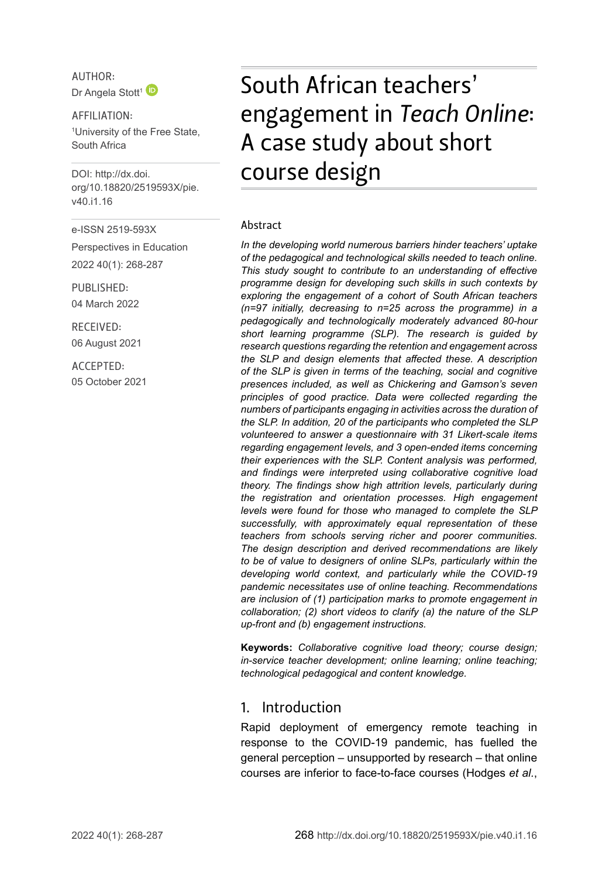AUTHOR:
Dr Angela Stott[1]

AFFILIATION:
[1]University of the Free State, South Africa

DOI: http://dx.doi.org/10.18820/2519593X/pie.v40.i1.16

e-ISSN 2519-593X

Perspectives in Education

2022 40(1): 268-287

PUBLISHED:
04 March 2022

RECEIVED:
06 August 2021

ACCEPTED:
05 October 2021

# South African teachers' engagement in *Teach Online*: A case study about short course design

## Abstract

*In the developing world numerous barriers hinder teachers' uptake of the pedagogical and technological skills needed to teach online. This study sought to contribute to an understanding of effective programme design for developing such skills in such contexts by exploring the engagement of a cohort of South African teachers (n=97 initially, decreasing to n=25 across the programme) in a pedagogically and technologically moderately advanced 80-hour short learning programme (SLP). The research is guided by research questions regarding the retention and engagement across the SLP and design elements that affected these. A description of the SLP is given in terms of the teaching, social and cognitive presences included, as well as Chickering and Gamson's seven principles of good practice. Data were collected regarding the numbers of participants engaging in activities across the duration of the SLP. In addition, 20 of the participants who completed the SLP volunteered to answer a questionnaire with 31 Likert-scale items regarding engagement levels, and 3 open-ended items concerning their experiences with the SLP. Content analysis was performed, and findings were interpreted using collaborative cognitive load theory. The findings show high attrition levels, particularly during the registration and orientation processes. High engagement levels were found for those who managed to complete the SLP successfully, with approximately equal representation of these teachers from schools serving richer and poorer communities. The design description and derived recommendations are likely to be of value to designers of online SLPs, particularly within the developing world context, and particularly while the COVID-19 pandemic necessitates use of online teaching. Recommendations are inclusion of (1) participation marks to promote engagement in collaboration; (2) short videos to clarify (a) the nature of the SLP up-front and (b) engagement instructions.*

**Keywords:** *Collaborative cognitive load theory; course design; in-service teacher development; online learning; online teaching; technological pedagogical and content knowledge.*

## 1. Introduction

Rapid deployment of emergency remote teaching in response to the COVID-19 pandemic, has fuelled the general perception – unsupported by research – that online courses are inferior to face-to-face courses (Hodges *et al.*,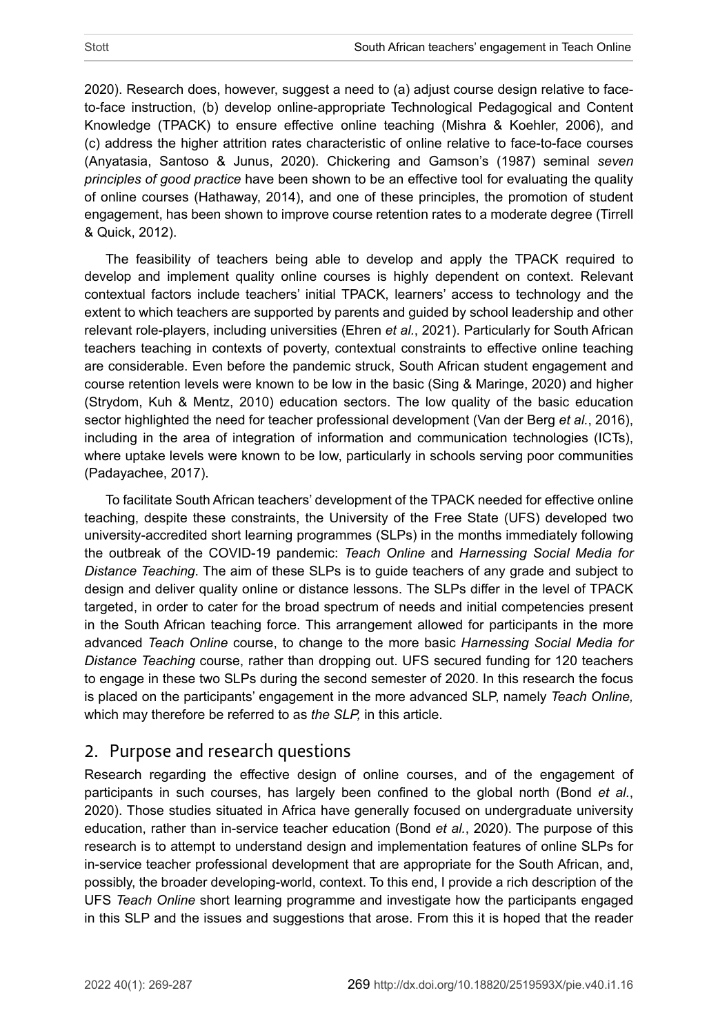2020). Research does, however, suggest a need to (a) adjust course design relative to face-to-face instruction, (b) develop online-appropriate Technological Pedagogical and Content Knowledge (TPACK) to ensure effective online teaching (Mishra & Koehler, 2006), and (c) address the higher attrition rates characteristic of online relative to face-to-face courses (Anyatasia, Santoso & Junus, 2020). Chickering and Gamson's (1987) seminal *seven principles of good practice* have been shown to be an effective tool for evaluating the quality of online courses (Hathaway, 2014), and one of these principles, the promotion of student engagement, has been shown to improve course retention rates to a moderate degree (Tirrell & Quick, 2012).

The feasibility of teachers being able to develop and apply the TPACK required to develop and implement quality online courses is highly dependent on context. Relevant contextual factors include teachers' initial TPACK, learners' access to technology and the extent to which teachers are supported by parents and guided by school leadership and other relevant role-players, including universities (Ehren *et al.*, 2021). Particularly for South African teachers teaching in contexts of poverty, contextual constraints to effective online teaching are considerable. Even before the pandemic struck, South African student engagement and course retention levels were known to be low in the basic (Sing & Maringe, 2020) and higher (Strydom, Kuh & Mentz, 2010) education sectors. The low quality of the basic education sector highlighted the need for teacher professional development (Van der Berg *et al.*, 2016), including in the area of integration of information and communication technologies (ICTs), where uptake levels were known to be low, particularly in schools serving poor communities (Padayachee, 2017).

To facilitate South African teachers' development of the TPACK needed for effective online teaching, despite these constraints, the University of the Free State (UFS) developed two university-accredited short learning programmes (SLPs) in the months immediately following the outbreak of the COVID-19 pandemic: *Teach Online* and *Harnessing Social Media for Distance Teaching*. The aim of these SLPs is to guide teachers of any grade and subject to design and deliver quality online or distance lessons. The SLPs differ in the level of TPACK targeted, in order to cater for the broad spectrum of needs and initial competencies present in the South African teaching force. This arrangement allowed for participants in the more advanced *Teach Online* course, to change to the more basic *Harnessing Social Media for Distance Teaching* course, rather than dropping out. UFS secured funding for 120 teachers to engage in these two SLPs during the second semester of 2020. In this research the focus is placed on the participants' engagement in the more advanced SLP, namely *Teach Online,* which may therefore be referred to as *the SLP,* in this article.

## 2. Purpose and research questions

Research regarding the effective design of online courses, and of the engagement of participants in such courses, has largely been confined to the global north (Bond *et al.*, 2020). Those studies situated in Africa have generally focused on undergraduate university education, rather than in-service teacher education (Bond *et al.*, 2020). The purpose of this research is to attempt to understand design and implementation features of online SLPs for in-service teacher professional development that are appropriate for the South African, and, possibly, the broader developing-world, context. To this end, I provide a rich description of the UFS *Teach Online* short learning programme and investigate how the participants engaged in this SLP and the issues and suggestions that arose. From this it is hoped that the reader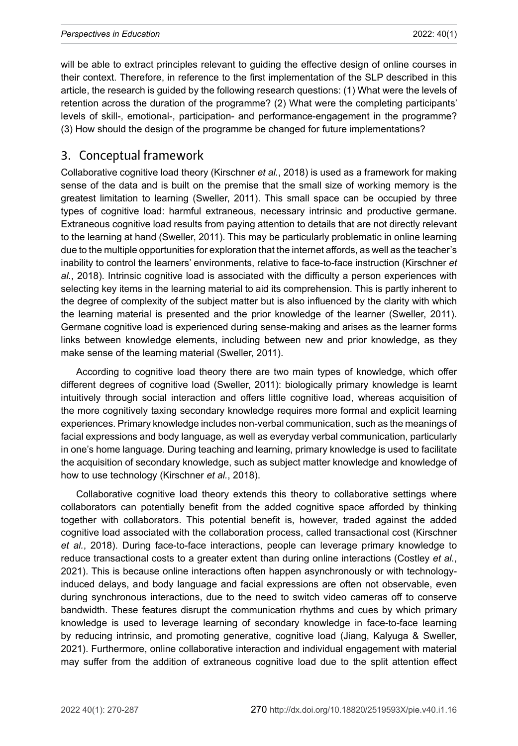will be able to extract principles relevant to guiding the effective design of online courses in their context. Therefore, in reference to the first implementation of the SLP described in this article, the research is guided by the following research questions: (1) What were the levels of retention across the duration of the programme? (2) What were the completing participants' levels of skill-, emotional-, participation- and performance-engagement in the programme? (3) How should the design of the programme be changed for future implementations?

## 3. Conceptual framework

Collaborative cognitive load theory (Kirschner *et al.*, 2018) is used as a framework for making sense of the data and is built on the premise that the small size of working memory is the greatest limitation to learning (Sweller, 2011). This small space can be occupied by three types of cognitive load: harmful extraneous, necessary intrinsic and productive germane. Extraneous cognitive load results from paying attention to details that are not directly relevant to the learning at hand (Sweller, 2011). This may be particularly problematic in online learning due to the multiple opportunities for exploration that the internet affords, as well as the teacher's inability to control the learners' environments, relative to face-to-face instruction (Kirschner *et al.*, 2018). Intrinsic cognitive load is associated with the difficulty a person experiences with selecting key items in the learning material to aid its comprehension. This is partly inherent to the degree of complexity of the subject matter but is also influenced by the clarity with which the learning material is presented and the prior knowledge of the learner (Sweller, 2011). Germane cognitive load is experienced during sense-making and arises as the learner forms links between knowledge elements, including between new and prior knowledge, as they make sense of the learning material (Sweller, 2011).

According to cognitive load theory there are two main types of knowledge, which offer different degrees of cognitive load (Sweller, 2011): biologically primary knowledge is learnt intuitively through social interaction and offers little cognitive load, whereas acquisition of the more cognitively taxing secondary knowledge requires more formal and explicit learning experiences. Primary knowledge includes non-verbal communication, such as the meanings of facial expressions and body language, as well as everyday verbal communication, particularly in one's home language. During teaching and learning, primary knowledge is used to facilitate the acquisition of secondary knowledge, such as subject matter knowledge and knowledge of how to use technology (Kirschner *et al.*, 2018).

Collaborative cognitive load theory extends this theory to collaborative settings where collaborators can potentially benefit from the added cognitive space afforded by thinking together with collaborators. This potential benefit is, however, traded against the added cognitive load associated with the collaboration process, called transactional cost (Kirschner *et al.*, 2018). During face-to-face interactions, people can leverage primary knowledge to reduce transactional costs to a greater extent than during online interactions (Costley *et al.*, 2021). This is because online interactions often happen asynchronously or with technology-induced delays, and body language and facial expressions are often not observable, even during synchronous interactions, due to the need to switch video cameras off to conserve bandwidth. These features disrupt the communication rhythms and cues by which primary knowledge is used to leverage learning of secondary knowledge in face-to-face learning by reducing intrinsic, and promoting generative, cognitive load (Jiang, Kalyuga & Sweller, 2021). Furthermore, online collaborative interaction and individual engagement with material may suffer from the addition of extraneous cognitive load due to the split attention effect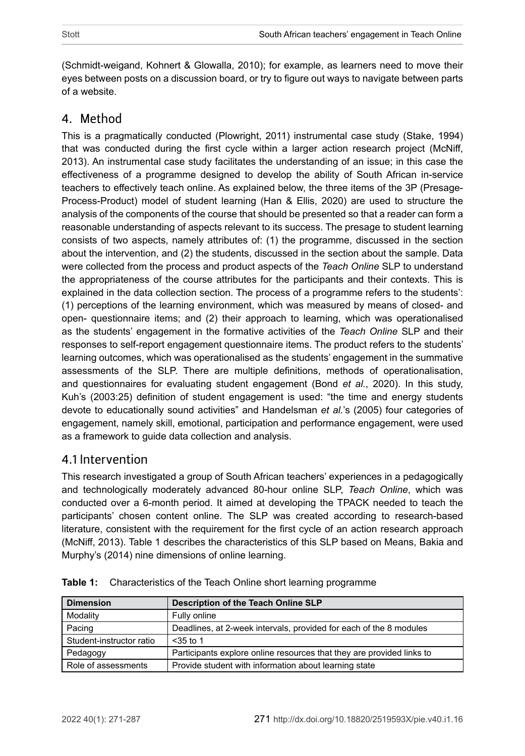(Schmidt-weigand, Kohnert & Glowalla, 2010); for example, as learners need to move their eyes between posts on a discussion board, or try to figure out ways to navigate between parts of a website.

## 4. Method

This is a pragmatically conducted (Plowright, 2011) instrumental case study (Stake, 1994) that was conducted during the first cycle within a larger action research project (McNiff, 2013). An instrumental case study facilitates the understanding of an issue; in this case the effectiveness of a programme designed to develop the ability of South African in-service teachers to effectively teach online. As explained below, the three items of the 3P (Presage-Process-Product) model of student learning (Han & Ellis, 2020) are used to structure the analysis of the components of the course that should be presented so that a reader can form a reasonable understanding of aspects relevant to its success. The presage to student learning consists of two aspects, namely attributes of: (1) the programme, discussed in the section about the intervention, and (2) the students, discussed in the section about the sample. Data were collected from the process and product aspects of the *Teach Online* SLP to understand the appropriateness of the course attributes for the participants and their contexts. This is explained in the data collection section. The process of a programme refers to the students': (1) perceptions of the learning environment, which was measured by means of closed- and open- questionnaire items; and (2) their approach to learning, which was operationalised as the students' engagement in the formative activities of the *Teach Online* SLP and their responses to self-report engagement questionnaire items. The product refers to the students' learning outcomes, which was operationalised as the students' engagement in the summative assessments of the SLP. There are multiple definitions, methods of operationalisation, and questionnaires for evaluating student engagement (Bond *et al.*, 2020). In this study, Kuh's (2003:25) definition of student engagement is used: "the time and energy students devote to educationally sound activities" and Handelsman *et al.*'s (2005) four categories of engagement, namely skill, emotional, participation and performance engagement, were used as a framework to guide data collection and analysis.

### 4.1 Intervention

This research investigated a group of South African teachers' experiences in a pedagogically and technologically moderately advanced 80-hour online SLP, *Teach Online*, which was conducted over a 6-month period. It aimed at developing the TPACK needed to teach the participants' chosen content online. The SLP was created according to research-based literature, consistent with the requirement for the first cycle of an action research approach (McNiff, 2013). Table 1 describes the characteristics of this SLP based on Means, Bakia and Murphy's (2014) nine dimensions of online learning.

**Table 1:** Characteristics of the Teach Online short learning programme

| Dimension | Description of the Teach Online SLP |
|---|---|
| Modality | Fully online |
| Pacing | Deadlines, at 2-week intervals, provided for each of the 8 modules |
| Student-instructor ratio | <35 to 1 |
| Pedagogy | Participants explore online resources that they are provided links to |
| Role of assessments | Provide student with information about learning state |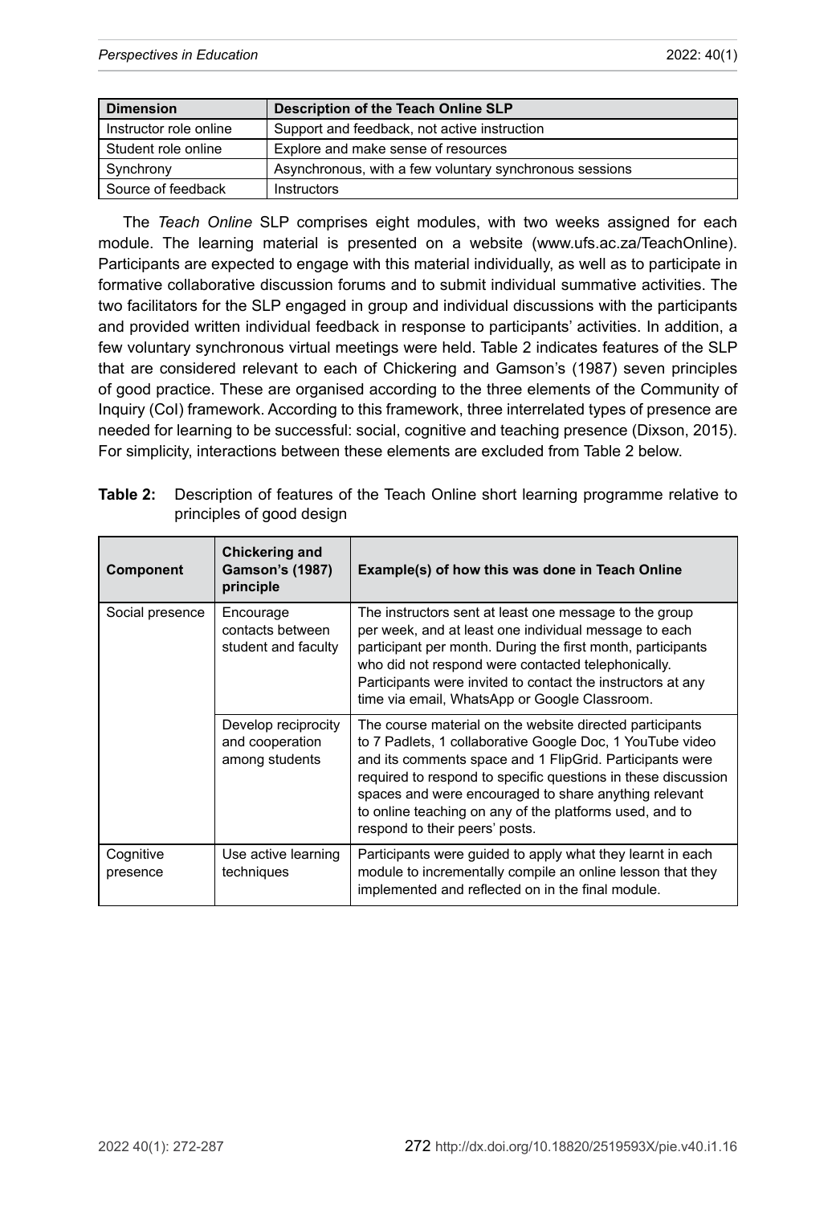| Dimension | Description of the Teach Online SLP |
|---|---|
| Instructor role online | Support and feedback, not active instruction |
| Student role online | Explore and make sense of resources |
| Synchrony | Asynchronous, with a few voluntary synchronous sessions |
| Source of feedback | Instructors |

The *Teach Online* SLP comprises eight modules, with two weeks assigned for each module. The learning material is presented on a website (www.ufs.ac.za/TeachOnline). Participants are expected to engage with this material individually, as well as to participate in formative collaborative discussion forums and to submit individual summative activities. The two facilitators for the SLP engaged in group and individual discussions with the participants and provided written individual feedback in response to participants' activities. In addition, a few voluntary synchronous virtual meetings were held. Table 2 indicates features of the SLP that are considered relevant to each of Chickering and Gamson's (1987) seven principles of good practice. These are organised according to the three elements of the Community of Inquiry (CoI) framework. According to this framework, three interrelated types of presence are needed for learning to be successful: social, cognitive and teaching presence (Dixson, 2015). For simplicity, interactions between these elements are excluded from Table 2 below.

**Table 2:** Description of features of the Teach Online short learning programme relative to principles of good design

| Component | Chickering and Gamson's (1987) principle | Example(s) of how this was done in Teach Online |
|---|---|---|
| Social presence | Encourage contacts between student and faculty | The instructors sent at least one message to the group per week, and at least one individual message to each participant per month. During the first month, participants who did not respond were contacted telephonically. Participants were invited to contact the instructors at any time via email, WhatsApp or Google Classroom. |
| | Develop reciprocity and cooperation among students | The course material on the website directed participants to 7 Padlets, 1 collaborative Google Doc, 1 YouTube video and its comments space and 1 FlipGrid. Participants were required to respond to specific questions in these discussion spaces and were encouraged to share anything relevant to online teaching on any of the platforms used, and to respond to their peers' posts. |
| Cognitive presence | Use active learning techniques | Participants were guided to apply what they learnt in each module to incrementally compile an online lesson that they implemented and reflected on in the final module. |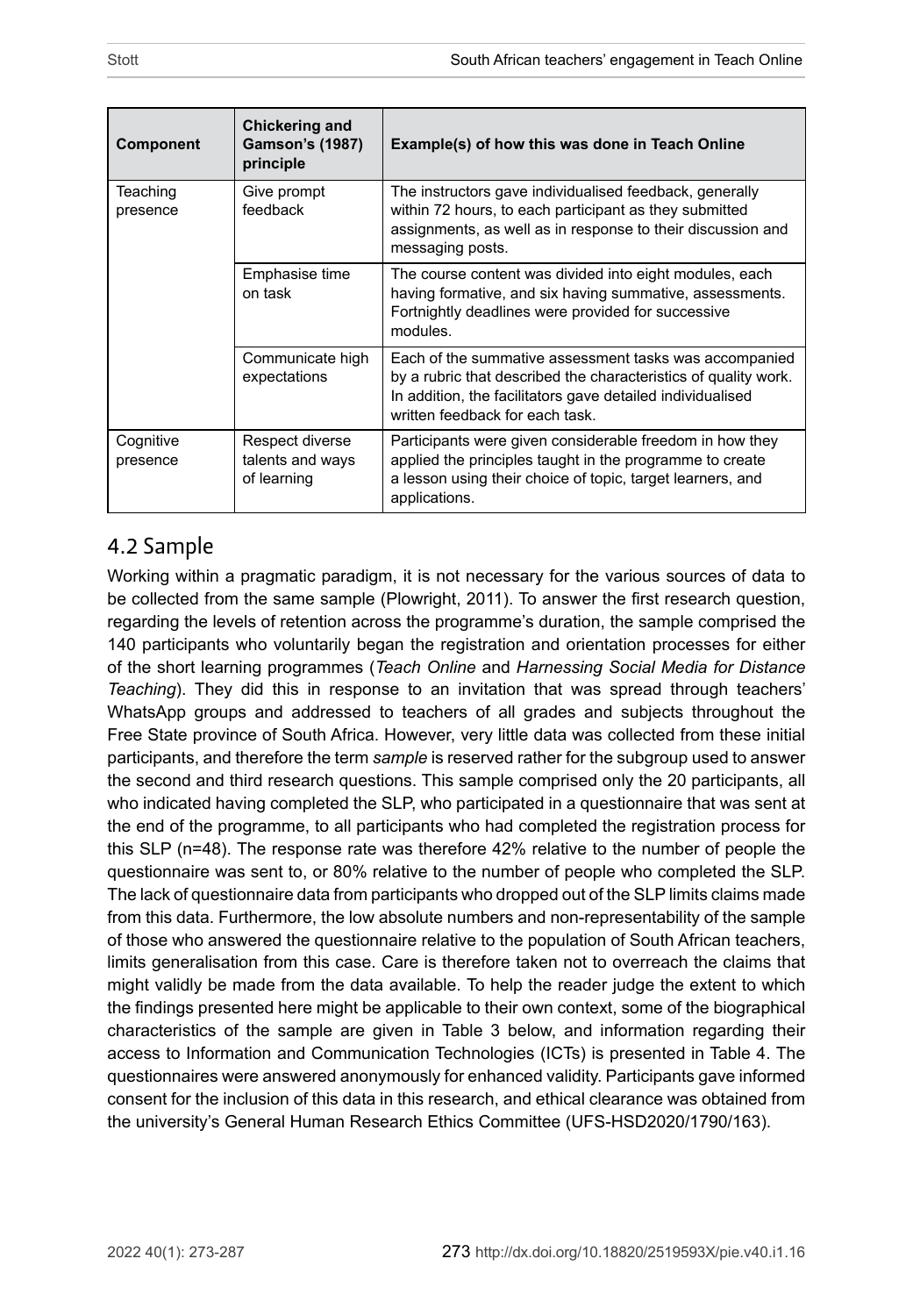| Component | Chickering and Gamson's (1987) principle | Example(s) of how this was done in Teach Online |
|---|---|---|
| Teaching presence | Give prompt feedback | The instructors gave individualised feedback, generally within 72 hours, to each participant as they submitted assignments, as well as in response to their discussion and messaging posts. |
| | Emphasise time on task | The course content was divided into eight modules, each having formative, and six having summative, assessments. Fortnightly deadlines were provided for successive modules. |
| | Communicate high expectations | Each of the summative assessment tasks was accompanied by a rubric that described the characteristics of quality work. In addition, the facilitators gave detailed individualised written feedback for each task. |
| Cognitive presence | Respect diverse talents and ways of learning | Participants were given considerable freedom in how they applied the principles taught in the programme to create a lesson using their choice of topic, target learners, and applications. |

## 4.2 Sample

Working within a pragmatic paradigm, it is not necessary for the various sources of data to be collected from the same sample (Plowright, 2011). To answer the first research question, regarding the levels of retention across the programme's duration, the sample comprised the 140 participants who voluntarily began the registration and orientation processes for either of the short learning programmes (*Teach Online* and *Harnessing Social Media for Distance Teaching*). They did this in response to an invitation that was spread through teachers' WhatsApp groups and addressed to teachers of all grades and subjects throughout the Free State province of South Africa. However, very little data was collected from these initial participants, and therefore the term *sample* is reserved rather for the subgroup used to answer the second and third research questions. This sample comprised only the 20 participants, all who indicated having completed the SLP, who participated in a questionnaire that was sent at the end of the programme, to all participants who had completed the registration process for this SLP (n=48). The response rate was therefore 42% relative to the number of people the questionnaire was sent to, or 80% relative to the number of people who completed the SLP. The lack of questionnaire data from participants who dropped out of the SLP limits claims made from this data. Furthermore, the low absolute numbers and non-representability of the sample of those who answered the questionnaire relative to the population of South African teachers, limits generalisation from this case. Care is therefore taken not to overreach the claims that might validly be made from the data available. To help the reader judge the extent to which the findings presented here might be applicable to their own context, some of the biographical characteristics of the sample are given in Table 3 below, and information regarding their access to Information and Communication Technologies (ICTs) is presented in Table 4. The questionnaires were answered anonymously for enhanced validity. Participants gave informed consent for the inclusion of this data in this research, and ethical clearance was obtained from the university's General Human Research Ethics Committee (UFS-HSD2020/1790/163).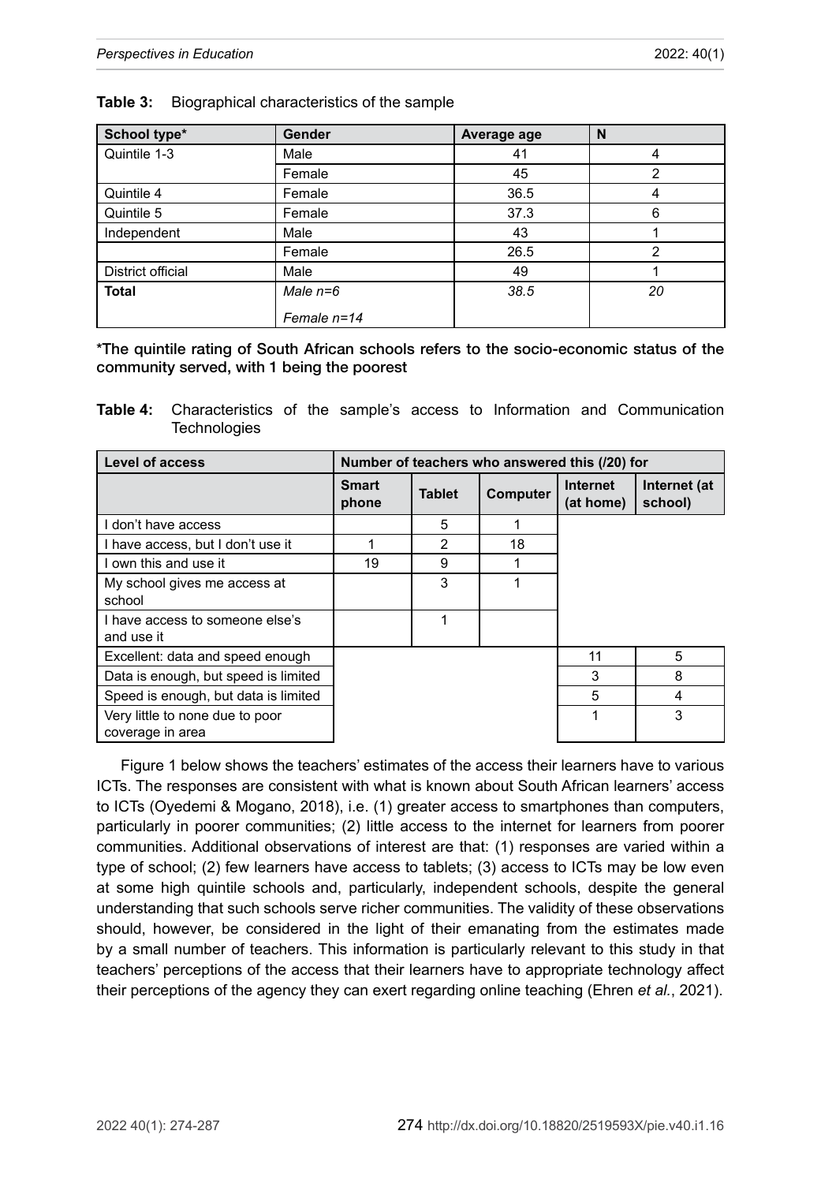**Table 3:** Biographical characteristics of the sample

| School type* | Gender | Average age | N |
|---|---|---|---|
| Quintile 1-3 | Male | 41 | 4 |
| | Female | 45 | 2 |
| Quintile 4 | Female | 36.5 | 4 |
| Quintile 5 | Female | 37.3 | 6 |
| Independent | Male | 43 | 1 |
| | Female | 26.5 | 2 |
| District official | Male | 49 | 1 |
| **Total** | *Male n=6* *Female n=14* | *38.5* | *20* |

**\*The quintile rating of South African schools refers to the socio-economic status of the community served, with 1 being the poorest**

**Table 4:** Characteristics of the sample's access to Information and Communication Technologies

| Level of access | Number of teachers who answered this (/20) for | | | | |
|---|---|---|---|---|---|
| | Smart phone | Tablet | Computer | Internet (at home) | Internet (at school) |
| I don't have access | | 5 | 1 | | |
| I have access, but I don't use it | 1 | 2 | 18 | | |
| I own this and use it | 19 | 9 | 1 | | |
| My school gives me access at school | | 3 | 1 | | |
| I have access to someone else's and use it | | 1 | | | |
| Excellent: data and speed enough | | | | 11 | 5 |
| Data is enough, but speed is limited | | | | 3 | 8 |
| Speed is enough, but data is limited | | | | 5 | 4 |
| Very little to none due to poor coverage in area | | | | 1 | 3 |

Figure 1 below shows the teachers' estimates of the access their learners have to various ICTs. The responses are consistent with what is known about South African learners' access to ICTs (Oyedemi & Mogano, 2018), i.e. (1) greater access to smartphones than computers, particularly in poorer communities; (2) little access to the internet for learners from poorer communities. Additional observations of interest are that: (1) responses are varied within a type of school; (2) few learners have access to tablets; (3) access to ICTs may be low even at some high quintile schools and, particularly, independent schools, despite the general understanding that such schools serve richer communities. The validity of these observations should, however, be considered in the light of their emanating from the estimates made by a small number of teachers. This information is particularly relevant to this study in that teachers' perceptions of the access that their learners have to appropriate technology affect their perceptions of the agency they can exert regarding online teaching (Ehren *et al.*, 2021).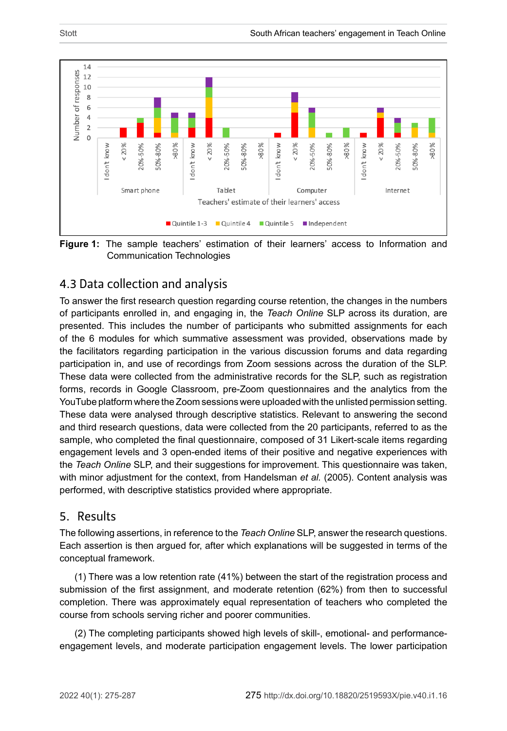**Figure 1:** The sample teachers' estimation of their learners' access to Information and Communication Technologies

## 4.3 Data collection and analysis

To answer the first research question regarding course retention, the changes in the numbers of participants enrolled in, and engaging in, the *Teach Online* SLP across its duration, are presented. This includes the number of participants who submitted assignments for each of the 6 modules for which summative assessment was provided, observations made by the facilitators regarding participation in the various discussion forums and data regarding participation in, and use of recordings from Zoom sessions across the duration of the SLP. These data were collected from the administrative records for the SLP, such as registration forms, records in Google Classroom, pre-Zoom questionnaires and the analytics from the YouTube platform where the Zoom sessions were uploaded with the unlisted permission setting. These data were analysed through descriptive statistics. Relevant to answering the second and third research questions, data were collected from the 20 participants, referred to as the sample, who completed the final questionnaire, composed of 31 Likert-scale items regarding engagement levels and 3 open-ended items of their positive and negative experiences with the *Teach Online* SLP, and their suggestions for improvement. This questionnaire was taken, with minor adjustment for the context, from Handelsman *et al.* (2005). Content analysis was performed, with descriptive statistics provided where appropriate.

## 5. Results

The following assertions, in reference to the *Teach Online* SLP, answer the research questions. Each assertion is then argued for, after which explanations will be suggested in terms of the conceptual framework.

(1) There was a low retention rate (41%) between the start of the registration process and submission of the first assignment, and moderate retention (62%) from then to successful completion. There was approximately equal representation of teachers who completed the course from schools serving richer and poorer communities.

(2) The completing participants showed high levels of skill-, emotional- and performance-engagement levels, and moderate participation engagement levels. The lower participation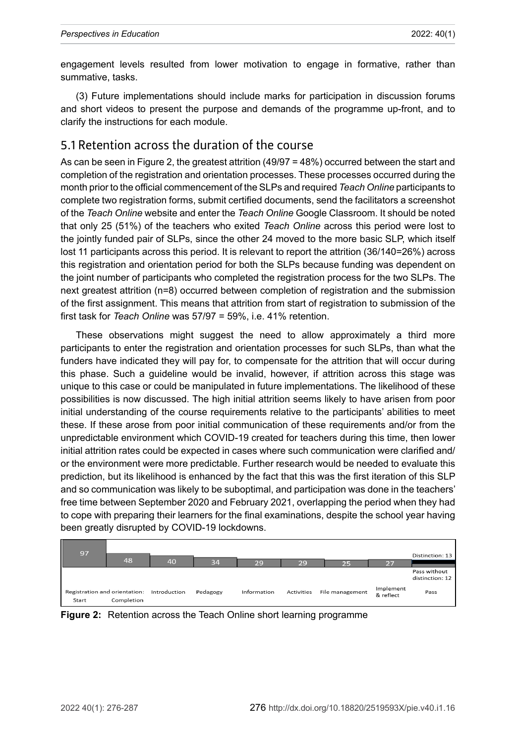engagement levels resulted from lower motivation to engage in formative, rather than summative, tasks.

(3) Future implementations should include marks for participation in discussion forums and short videos to present the purpose and demands of the programme up-front, and to clarify the instructions for each module.

## 5.1 Retention across the duration of the course

As can be seen in Figure 2, the greatest attrition (49/97 = 48%) occurred between the start and completion of the registration and orientation processes. These processes occurred during the month prior to the official commencement of the SLPs and required *Teach Online* participants to complete two registration forms, submit certified documents, send the facilitators a screenshot of the *Teach Online* website and enter the *Teach Online* Google Classroom. It should be noted that only 25 (51%) of the teachers who exited *Teach Online* across this period were lost to the jointly funded pair of SLPs, since the other 24 moved to the more basic SLP, which itself lost 11 participants across this period. It is relevant to report the attrition (36/140=26%) across this registration and orientation period for both the SLPs because funding was dependent on the joint number of participants who completed the registration process for the two SLPs. The next greatest attrition (n=8) occurred between completion of registration and the submission of the first assignment. This means that attrition from start of registration to submission of the first task for *Teach Online* was 57/97 = 59%, i.e. 41% retention.

These observations might suggest the need to allow approximately a third more participants to enter the registration and orientation processes for such SLPs, than what the funders have indicated they will pay for, to compensate for the attrition that will occur during this phase. Such a guideline would be invalid, however, if attrition across this stage was unique to this case or could be manipulated in future implementations. The likelihood of these possibilities is now discussed. The high initial attrition seems likely to have arisen from poor initial understanding of the course requirements relative to the participants' abilities to meet these. If these arose from poor initial communication of these requirements and/or from the unpredictable environment which COVID-19 created for teachers during this time, then lower initial attrition rates could be expected in cases where such communication were clarified and/ or the environment were more predictable. Further research would be needed to evaluate this prediction, but its likelihood is enhanced by the fact that this was the first iteration of this SLP and so communication was likely to be suboptimal, and participation was done in the teachers' free time between September 2020 and February 2021, overlapping the period when they had to cope with preparing their learners for the final examinations, despite the school year having been greatly disrupted by COVID-19 lockdowns.

| Registration and orientation: Start | Completion | Introduction | Pedagogy | Information | Activities | File management | Implement & reflect | Pass |
|---|---|---|---|---|---|---|---|---|
| 97 | 48 | 40 | 34 | 29 | 29 | 25 | 27 | Distinction: 13; Pass without distinction: 12 |

**Figure 2:** Retention across the Teach Online short learning programme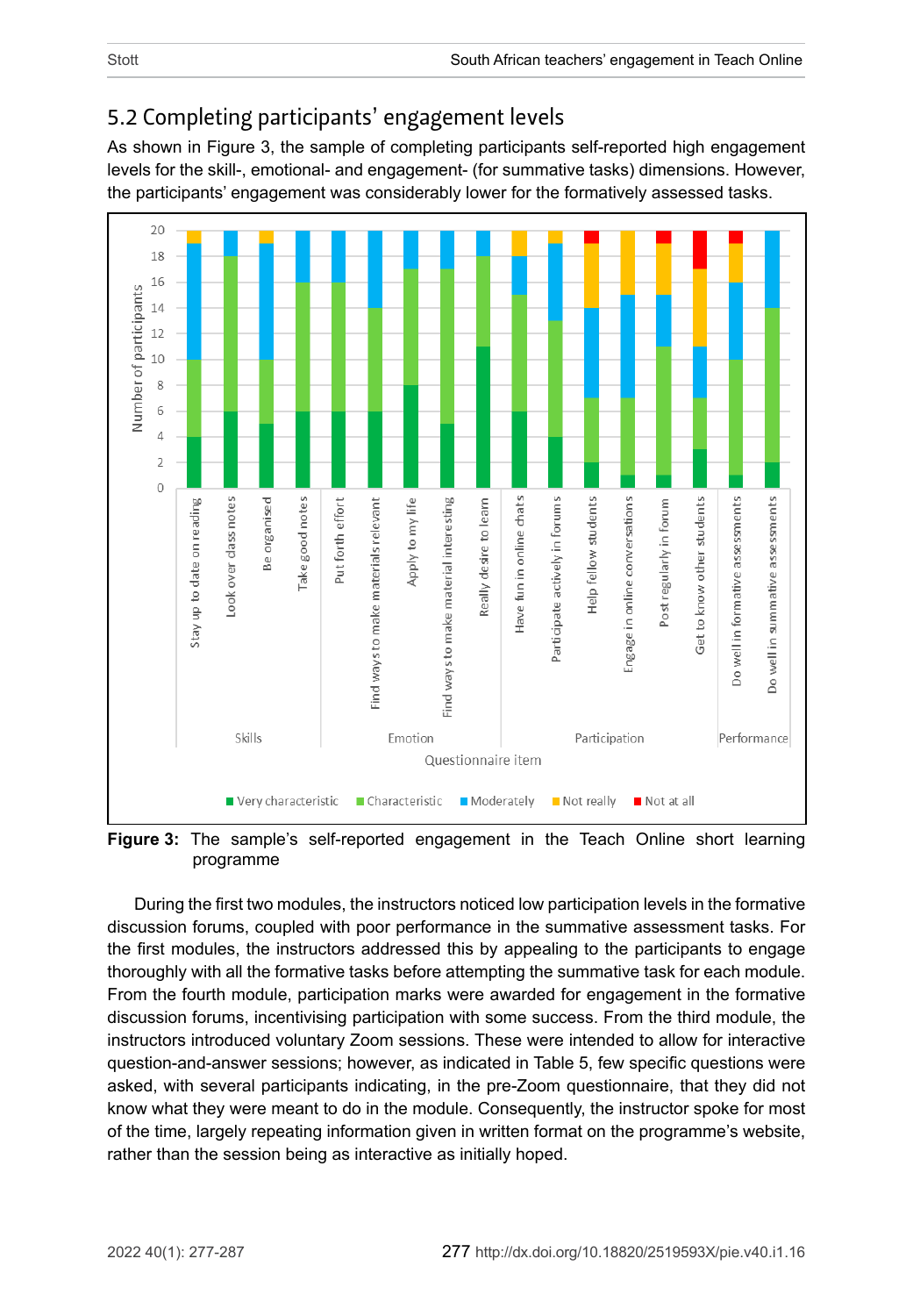## 5.2 Completing participants' engagement levels

As shown in Figure 3, the sample of completing participants self-reported high engagement levels for the skill-, emotional- and engagement- (for summative tasks) dimensions. However, the participants' engagement was considerably lower for the formatively assessed tasks.

**Figure 3:** The sample's self-reported engagement in the Teach Online short learning programme

During the first two modules, the instructors noticed low participation levels in the formative discussion forums, coupled with poor performance in the summative assessment tasks. For the first modules, the instructors addressed this by appealing to the participants to engage thoroughly with all the formative tasks before attempting the summative task for each module. From the fourth module, participation marks were awarded for engagement in the formative discussion forums, incentivising participation with some success. From the third module, the instructors introduced voluntary Zoom sessions. These were intended to allow for interactive question-and-answer sessions; however, as indicated in Table 5, few specific questions were asked, with several participants indicating, in the pre-Zoom questionnaire, that they did not know what they were meant to do in the module. Consequently, the instructor spoke for most of the time, largely repeating information given in written format on the programme's website, rather than the session being as interactive as initially hoped.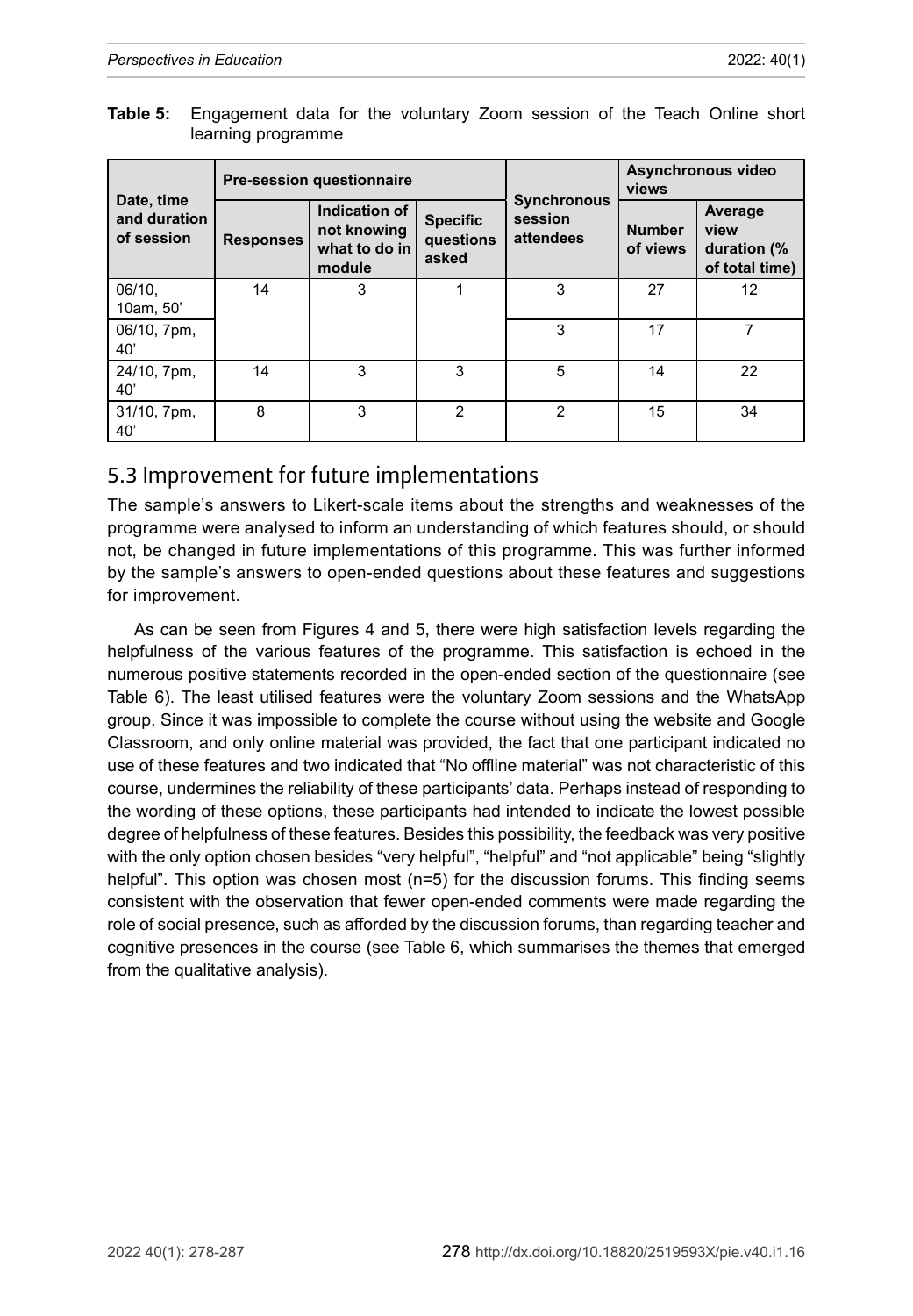**Table 5:** Engagement data for the voluntary Zoom session of the Teach Online short learning programme

| Date, time and duration of session | Pre-session questionnaire | | | Synchronous session attendees | Asynchronous video views | |
|---|---|---|---|---|---|---|
| | Responses | Indication of not knowing what to do in module | Specific questions asked | | Number of views | Average view duration (% of total time) |
| 06/10, 10am, 50' | 14 | 3 | 1 | 3 | 27 | 12 |
| 06/10, 7pm, 40' | | | | 3 | 17 | 7 |
| 24/10, 7pm, 40' | 14 | 3 | 3 | 5 | 14 | 22 |
| 31/10, 7pm, 40' | 8 | 3 | 2 | 2 | 15 | 34 |

## 5.3 Improvement for future implementations

The sample's answers to Likert-scale items about the strengths and weaknesses of the programme were analysed to inform an understanding of which features should, or should not, be changed in future implementations of this programme. This was further informed by the sample's answers to open-ended questions about these features and suggestions for improvement.

As can be seen from Figures 4 and 5, there were high satisfaction levels regarding the helpfulness of the various features of the programme. This satisfaction is echoed in the numerous positive statements recorded in the open-ended section of the questionnaire (see Table 6). The least utilised features were the voluntary Zoom sessions and the WhatsApp group. Since it was impossible to complete the course without using the website and Google Classroom, and only online material was provided, the fact that one participant indicated no use of these features and two indicated that "No offline material" was not characteristic of this course, undermines the reliability of these participants' data. Perhaps instead of responding to the wording of these options, these participants had intended to indicate the lowest possible degree of helpfulness of these features. Besides this possibility, the feedback was very positive with the only option chosen besides "very helpful", "helpful" and "not applicable" being "slightly helpful". This option was chosen most (n=5) for the discussion forums. This finding seems consistent with the observation that fewer open-ended comments were made regarding the role of social presence, such as afforded by the discussion forums, than regarding teacher and cognitive presences in the course (see Table 6, which summarises the themes that emerged from the qualitative analysis).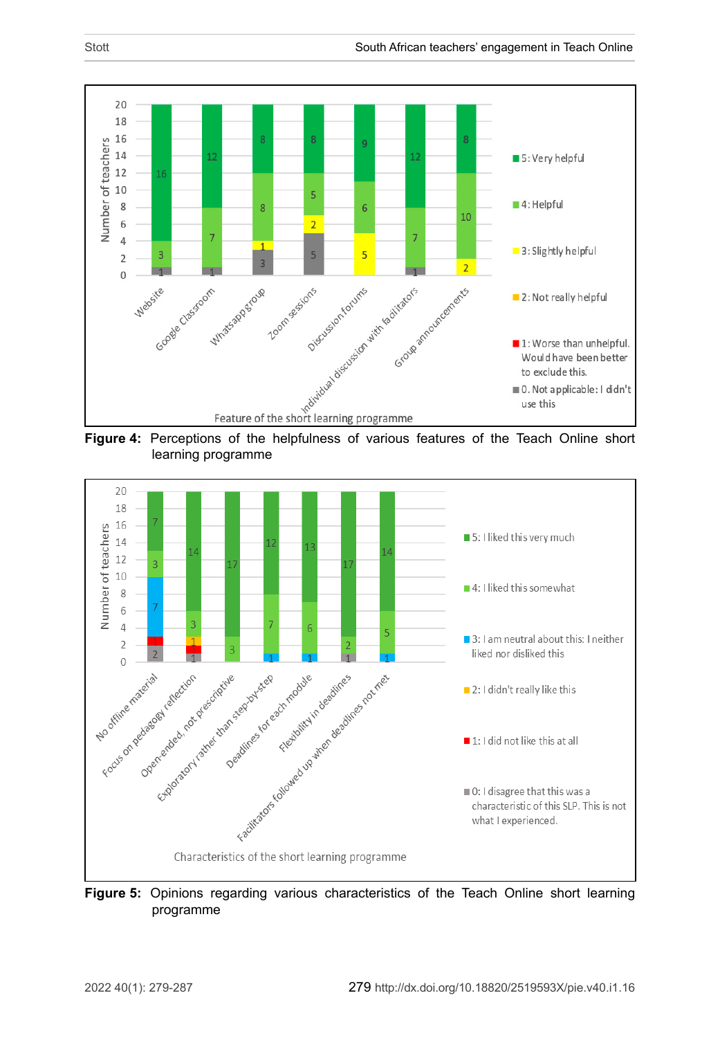Figure 4: Perceptions of the helpfulness of various features of the Teach Online short learning programme

Figure 5: Opinions regarding various characteristics of the Teach Online short learning programme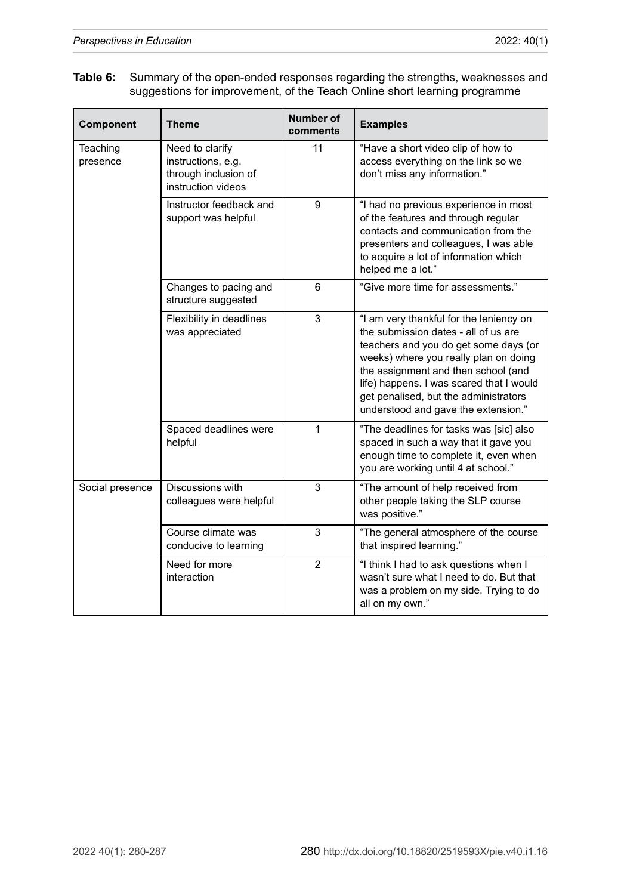**Table 6:** Summary of the open-ended responses regarding the strengths, weaknesses and suggestions for improvement, of the Teach Online short learning programme

| Component | Theme | Number of comments | Examples |
|---|---|---|---|
| Teaching presence | Need to clarify instructions, e.g. through inclusion of instruction videos | 11 | "Have a short video clip of how to access everything on the link so we don't miss any information." |
| | Instructor feedback and support was helpful | 9 | "I had no previous experience in most of the features and through regular contacts and communication from the presenters and colleagues, I was able to acquire a lot of information which helped me a lot." |
| | Changes to pacing and structure suggested | 6 | "Give more time for assessments." |
| | Flexibility in deadlines was appreciated | 3 | "I am very thankful for the leniency on the submission dates - all of us are teachers and you do get some days (or weeks) where you really plan on doing the assignment and then school (and life) happens. I was scared that I would get penalised, but the administrators understood and gave the extension." |
| | Spaced deadlines were helpful | 1 | "The deadlines for tasks was [sic] also spaced in such a way that it gave you enough time to complete it, even when you are working until 4 at school." |
| Social presence | Discussions with colleagues were helpful | 3 | "The amount of help received from other people taking the SLP course was positive." |
| | Course climate was conducive to learning | 3 | "The general atmosphere of the course that inspired learning." |
| | Need for more interaction | 2 | "I think I had to ask questions when I wasn't sure what I need to do. But that was a problem on my side. Trying to do all on my own." |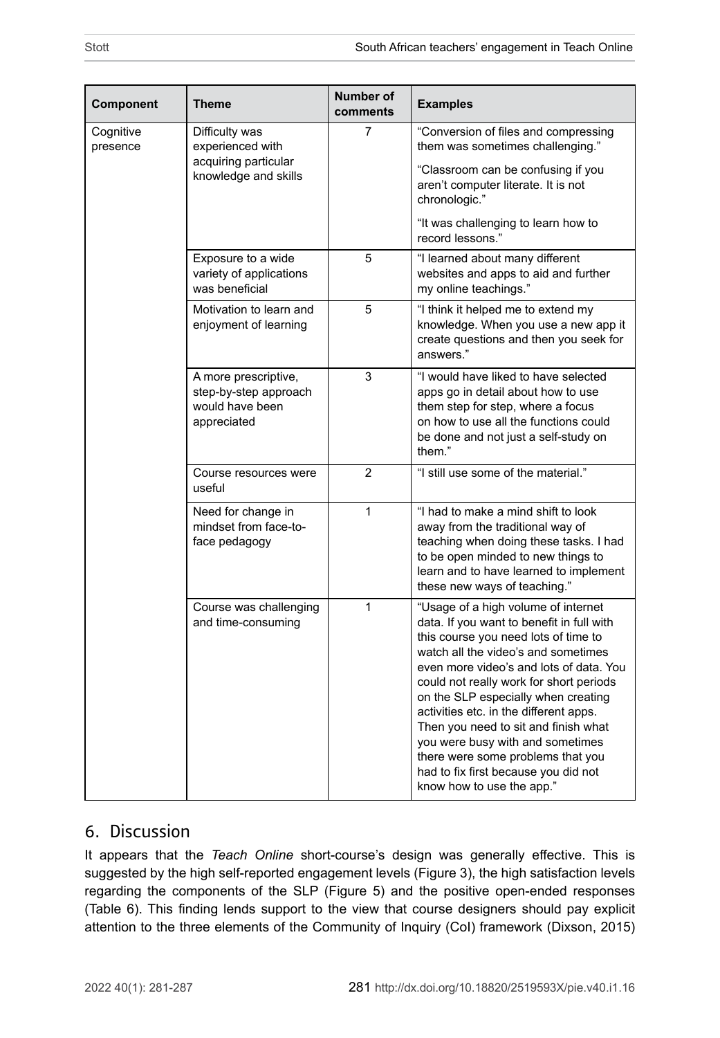| Component | Theme | Number of comments | Examples |
|---|---|---|---|
| Cognitive presence | Difficulty was experienced with acquiring particular knowledge and skills | 7 | "Conversion of files and compressing them was sometimes challenging." "Classroom can be confusing if you aren't computer literate. It is not chronologic." "It was challenging to learn how to record lessons." |
| | Exposure to a wide variety of applications was beneficial | 5 | "I learned about many different websites and apps to aid and further my online teachings." |
| | Motivation to learn and enjoyment of learning | 5 | "I think it helped me to extend my knowledge. When you use a new app it create questions and then you seek for answers." |
| | A more prescriptive, step-by-step approach would have been appreciated | 3 | "I would have liked to have selected apps go in detail about how to use them step for step, where a focus on how to use all the functions could be done and not just a self-study on them." |
| | Course resources were useful | 2 | "I still use some of the material." |
| | Need for change in mindset from face-to-face pedagogy | 1 | "I had to make a mind shift to look away from the traditional way of teaching when doing these tasks. I had to be open minded to new things to learn and to have learned to implement these new ways of teaching." |
| | Course was challenging and time-consuming | 1 | "Usage of a high volume of internet data. If you want to benefit in full with this course you need lots of time to watch all the video's and sometimes even more video's and lots of data. You could not really work for short periods on the SLP especially when creating activities etc. in the different apps. Then you need to sit and finish what you were busy with and sometimes there were some problems that you had to fix first because you did not know how to use the app." |

## 6. Discussion

It appears that the *Teach Online* short-course's design was generally effective. This is suggested by the high self-reported engagement levels (Figure 3), the high satisfaction levels regarding the components of the SLP (Figure 5) and the positive open-ended responses (Table 6). This finding lends support to the view that course designers should pay explicit attention to the three elements of the Community of Inquiry (CoI) framework (Dixson, 2015)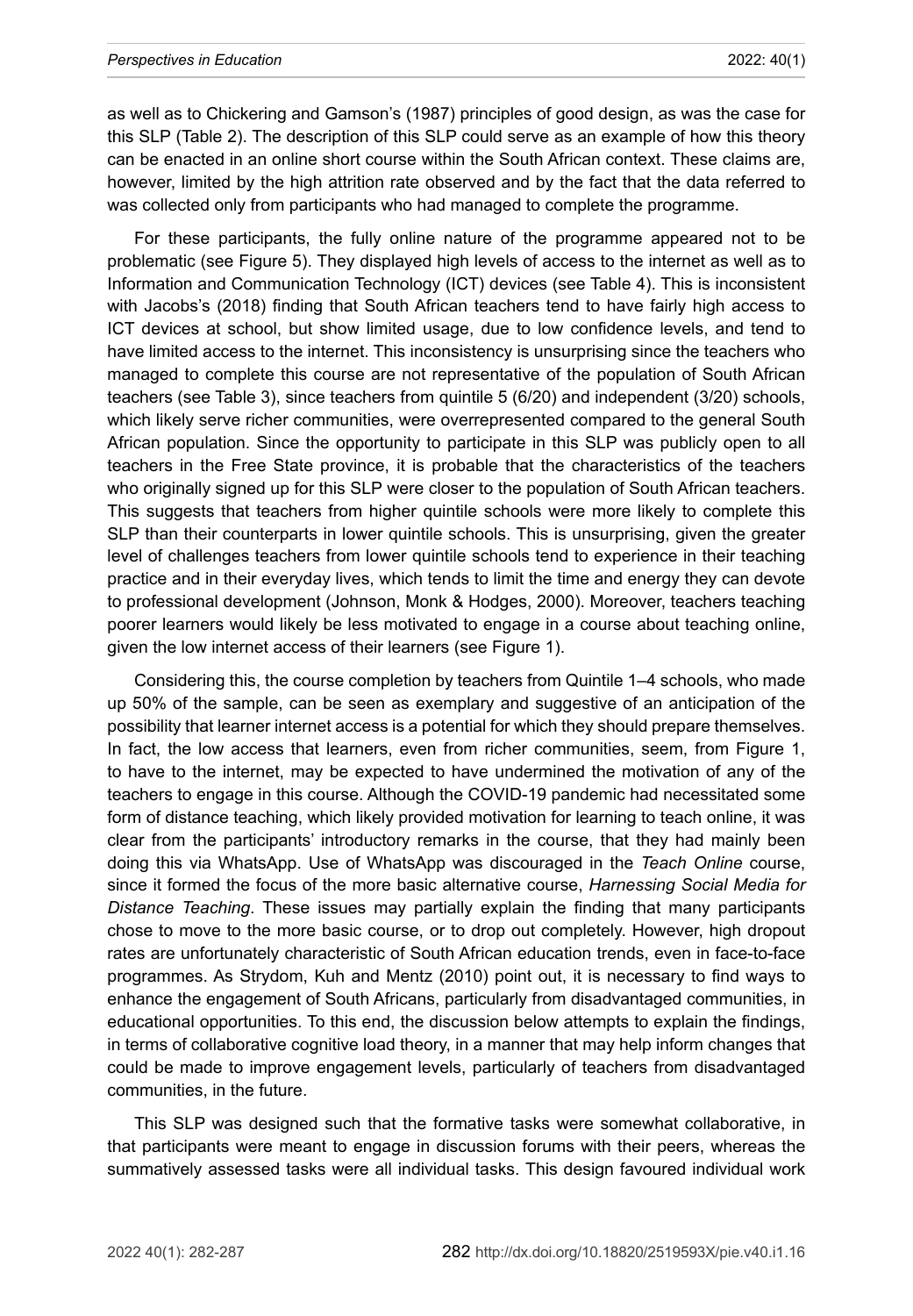as well as to Chickering and Gamson's (1987) principles of good design, as was the case for this SLP (Table 2). The description of this SLP could serve as an example of how this theory can be enacted in an online short course within the South African context. These claims are, however, limited by the high attrition rate observed and by the fact that the data referred to was collected only from participants who had managed to complete the programme.

For these participants, the fully online nature of the programme appeared not to be problematic (see Figure 5). They displayed high levels of access to the internet as well as to Information and Communication Technology (ICT) devices (see Table 4). This is inconsistent with Jacobs's (2018) finding that South African teachers tend to have fairly high access to ICT devices at school, but show limited usage, due to low confidence levels, and tend to have limited access to the internet. This inconsistency is unsurprising since the teachers who managed to complete this course are not representative of the population of South African teachers (see Table 3), since teachers from quintile 5 (6/20) and independent (3/20) schools, which likely serve richer communities, were overrepresented compared to the general South African population. Since the opportunity to participate in this SLP was publicly open to all teachers in the Free State province, it is probable that the characteristics of the teachers who originally signed up for this SLP were closer to the population of South African teachers. This suggests that teachers from higher quintile schools were more likely to complete this SLP than their counterparts in lower quintile schools. This is unsurprising, given the greater level of challenges teachers from lower quintile schools tend to experience in their teaching practice and in their everyday lives, which tends to limit the time and energy they can devote to professional development (Johnson, Monk & Hodges, 2000). Moreover, teachers teaching poorer learners would likely be less motivated to engage in a course about teaching online, given the low internet access of their learners (see Figure 1).

Considering this, the course completion by teachers from Quintile 1–4 schools, who made up 50% of the sample, can be seen as exemplary and suggestive of an anticipation of the possibility that learner internet access is a potential for which they should prepare themselves. In fact, the low access that learners, even from richer communities, seem, from Figure 1, to have to the internet, may be expected to have undermined the motivation of any of the teachers to engage in this course. Although the COVID-19 pandemic had necessitated some form of distance teaching, which likely provided motivation for learning to teach online, it was clear from the participants' introductory remarks in the course, that they had mainly been doing this via WhatsApp. Use of WhatsApp was discouraged in the *Teach Online* course, since it formed the focus of the more basic alternative course, *Harnessing Social Media for Distance Teaching*. These issues may partially explain the finding that many participants chose to move to the more basic course, or to drop out completely. However, high dropout rates are unfortunately characteristic of South African education trends, even in face-to-face programmes. As Strydom, Kuh and Mentz (2010) point out, it is necessary to find ways to enhance the engagement of South Africans, particularly from disadvantaged communities, in educational opportunities. To this end, the discussion below attempts to explain the findings, in terms of collaborative cognitive load theory, in a manner that may help inform changes that could be made to improve engagement levels, particularly of teachers from disadvantaged communities, in the future.

This SLP was designed such that the formative tasks were somewhat collaborative, in that participants were meant to engage in discussion forums with their peers, whereas the summatively assessed tasks were all individual tasks. This design favoured individual work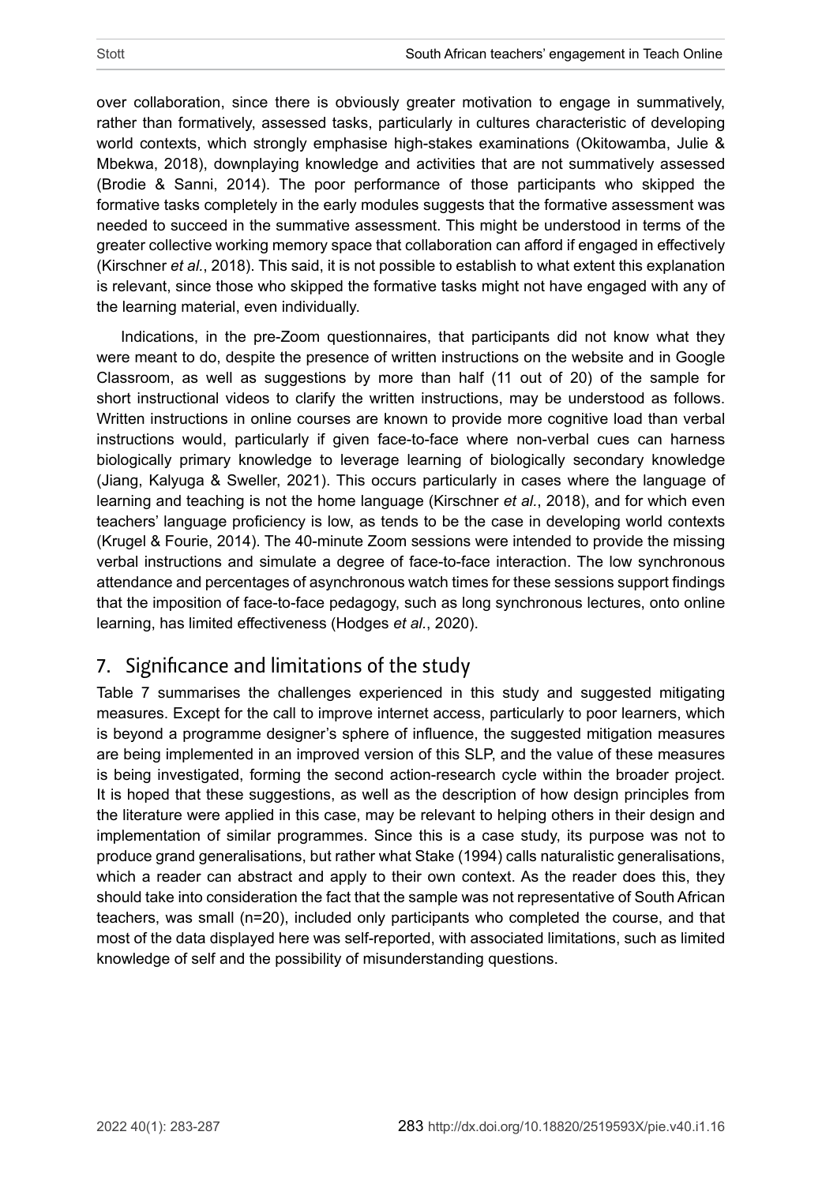over collaboration, since there is obviously greater motivation to engage in summatively, rather than formatively, assessed tasks, particularly in cultures characteristic of developing world contexts, which strongly emphasise high-stakes examinations (Okitowamba, Julie & Mbekwa, 2018), downplaying knowledge and activities that are not summatively assessed (Brodie & Sanni, 2014). The poor performance of those participants who skipped the formative tasks completely in the early modules suggests that the formative assessment was needed to succeed in the summative assessment. This might be understood in terms of the greater collective working memory space that collaboration can afford if engaged in effectively (Kirschner *et al.*, 2018). This said, it is not possible to establish to what extent this explanation is relevant, since those who skipped the formative tasks might not have engaged with any of the learning material, even individually.

Indications, in the pre-Zoom questionnaires, that participants did not know what they were meant to do, despite the presence of written instructions on the website and in Google Classroom, as well as suggestions by more than half (11 out of 20) of the sample for short instructional videos to clarify the written instructions, may be understood as follows. Written instructions in online courses are known to provide more cognitive load than verbal instructions would, particularly if given face-to-face where non-verbal cues can harness biologically primary knowledge to leverage learning of biologically secondary knowledge (Jiang, Kalyuga & Sweller, 2021). This occurs particularly in cases where the language of learning and teaching is not the home language (Kirschner *et al.*, 2018), and for which even teachers' language proficiency is low, as tends to be the case in developing world contexts (Krugel & Fourie, 2014). The 40-minute Zoom sessions were intended to provide the missing verbal instructions and simulate a degree of face-to-face interaction. The low synchronous attendance and percentages of asynchronous watch times for these sessions support findings that the imposition of face-to-face pedagogy, such as long synchronous lectures, onto online learning, has limited effectiveness (Hodges *et al.*, 2020).

## 7. Significance and limitations of the study

Table 7 summarises the challenges experienced in this study and suggested mitigating measures. Except for the call to improve internet access, particularly to poor learners, which is beyond a programme designer's sphere of influence, the suggested mitigation measures are being implemented in an improved version of this SLP, and the value of these measures is being investigated, forming the second action-research cycle within the broader project. It is hoped that these suggestions, as well as the description of how design principles from the literature were applied in this case, may be relevant to helping others in their design and implementation of similar programmes. Since this is a case study, its purpose was not to produce grand generalisations, but rather what Stake (1994) calls naturalistic generalisations, which a reader can abstract and apply to their own context. As the reader does this, they should take into consideration the fact that the sample was not representative of South African teachers, was small (n=20), included only participants who completed the course, and that most of the data displayed here was self-reported, with associated limitations, such as limited knowledge of self and the possibility of misunderstanding questions.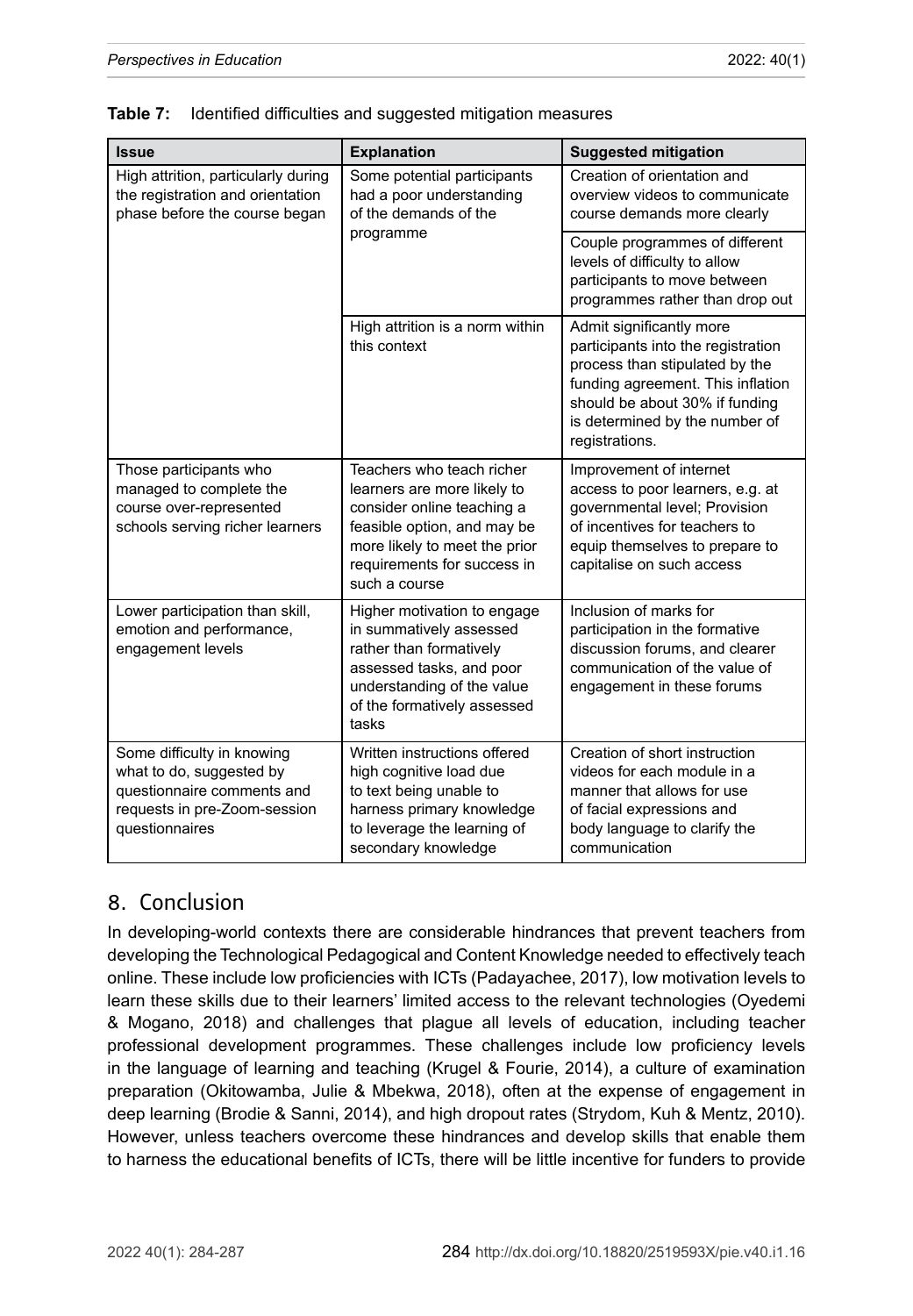**Table 7:** Identified difficulties and suggested mitigation measures

| Issue | Explanation | Suggested mitigation |
|---|---|---|
| High attrition, particularly during the registration and orientation phase before the course began | Some potential participants had a poor understanding of the demands of the programme | Creation of orientation and overview videos to communicate course demands more clearly |
| | | Couple programmes of different levels of difficulty to allow participants to move between programmes rather than drop out |
| | High attrition is a norm within this context | Admit significantly more participants into the registration process than stipulated by the funding agreement. This inflation should be about 30% if funding is determined by the number of registrations. |
| Those participants who managed to complete the course over-represented schools serving richer learners | Teachers who teach richer learners are more likely to consider online teaching a feasible option, and may be more likely to meet the prior requirements for success in such a course | Improvement of internet access to poor learners, e.g. at governmental level; Provision of incentives for teachers to equip themselves to prepare to capitalise on such access |
| Lower participation than skill, emotion and performance, engagement levels | Higher motivation to engage in summatively assessed rather than formatively assessed tasks, and poor understanding of the value of the formatively assessed tasks | Inclusion of marks for participation in the formative discussion forums, and clearer communication of the value of engagement in these forums |
| Some difficulty in knowing what to do, suggested by questionnaire comments and requests in pre-Zoom-session questionnaires | Written instructions offered high cognitive load due to text being unable to harness primary knowledge to leverage the learning of secondary knowledge | Creation of short instruction videos for each module in a manner that allows for use of facial expressions and body language to clarify the communication |

## 8. Conclusion

In developing-world contexts there are considerable hindrances that prevent teachers from developing the Technological Pedagogical and Content Knowledge needed to effectively teach online. These include low proficiencies with ICTs (Padayachee, 2017), low motivation levels to learn these skills due to their learners' limited access to the relevant technologies (Oyedemi & Mogano, 2018) and challenges that plague all levels of education, including teacher professional development programmes. These challenges include low proficiency levels in the language of learning and teaching (Krugel & Fourie, 2014), a culture of examination preparation (Okitowamba, Julie & Mbekwa, 2018), often at the expense of engagement in deep learning (Brodie & Sanni, 2014), and high dropout rates (Strydom, Kuh & Mentz, 2010). However, unless teachers overcome these hindrances and develop skills that enable them to harness the educational benefits of ICTs, there will be little incentive for funders to provide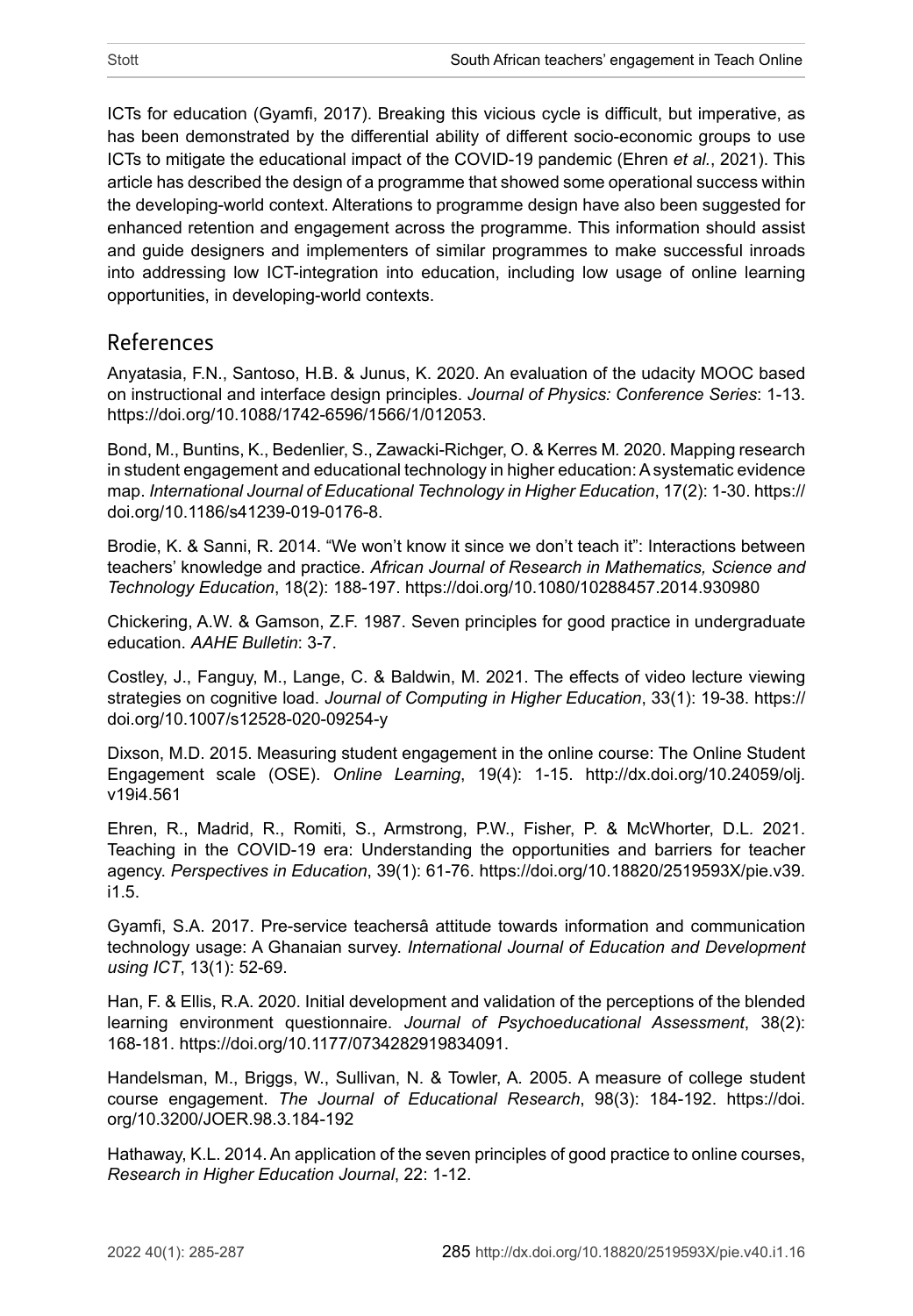ICTs for education (Gyamfi, 2017). Breaking this vicious cycle is difficult, but imperative, as has been demonstrated by the differential ability of different socio-economic groups to use ICTs to mitigate the educational impact of the COVID-19 pandemic (Ehren *et al.*, 2021). This article has described the design of a programme that showed some operational success within the developing-world context. Alterations to programme design have also been suggested for enhanced retention and engagement across the programme. This information should assist and guide designers and implementers of similar programmes to make successful inroads into addressing low ICT-integration into education, including low usage of online learning opportunities, in developing-world contexts.

## References

Anyatasia, F.N., Santoso, H.B. & Junus, K. 2020. An evaluation of the udacity MOOC based on instructional and interface design principles. *Journal of Physics: Conference Series*: 1-13. https://doi.org/10.1088/1742-6596/1566/1/012053.

Bond, M., Buntins, K., Bedenlier, S., Zawacki-Richger, O. & Kerres M. 2020. Mapping research in student engagement and educational technology in higher education: A systematic evidence map. *International Journal of Educational Technology in Higher Education*, 17(2): 1-30. https://doi.org/10.1186/s41239-019-0176-8.

Brodie, K. & Sanni, R. 2014. "We won't know it since we don't teach it": Interactions between teachers' knowledge and practice. *African Journal of Research in Mathematics, Science and Technology Education*, 18(2): 188-197. https://doi.org/10.1080/10288457.2014.930980

Chickering, A.W. & Gamson, Z.F. 1987. Seven principles for good practice in undergraduate education. *AAHE Bulletin*: 3-7.

Costley, J., Fanguy, M., Lange, C. & Baldwin, M. 2021. The effects of video lecture viewing strategies on cognitive load. *Journal of Computing in Higher Education*, 33(1): 19-38. https://doi.org/10.1007/s12528-020-09254-y

Dixson, M.D. 2015. Measuring student engagement in the online course: The Online Student Engagement scale (OSE). *Online Learning*, 19(4): 1-15. http://dx.doi.org/10.24059/olj.v19i4.561

Ehren, R., Madrid, R., Romiti, S., Armstrong, P.W., Fisher, P. & McWhorter, D.L. 2021. Teaching in the COVID-19 era: Understanding the opportunities and barriers for teacher agency. *Perspectives in Education*, 39(1): 61-76. https://doi.org/10.18820/2519593X/pie.v39.i1.5.

Gyamfi, S.A. 2017. Pre-service teachersâ attitude towards information and communication technology usage: A Ghanaian survey. *International Journal of Education and Development using ICT*, 13(1): 52-69.

Han, F. & Ellis, R.A. 2020. Initial development and validation of the perceptions of the blended learning environment questionnaire. *Journal of Psychoeducational Assessment*, 38(2): 168-181. https://doi.org/10.1177/0734282919834091.

Handelsman, M., Briggs, W., Sullivan, N. & Towler, A. 2005. A measure of college student course engagement. *The Journal of Educational Research*, 98(3): 184-192. https://doi.org/10.3200/JOER.98.3.184-192

Hathaway, K.L. 2014. An application of the seven principles of good practice to online courses, *Research in Higher Education Journal*, 22: 1-12.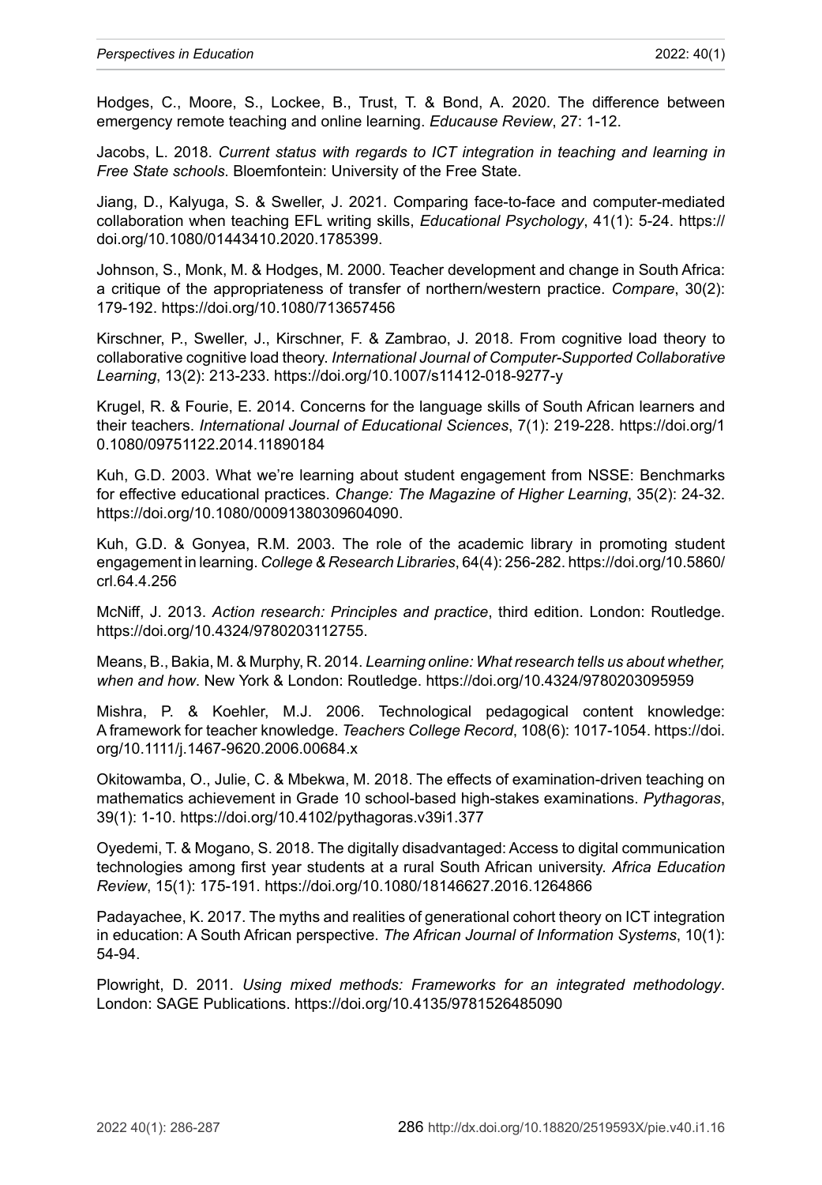Hodges, C., Moore, S., Lockee, B., Trust, T. & Bond, A. 2020. The difference between emergency remote teaching and online learning. *Educause Review*, 27: 1-12.

Jacobs, L. 2018. *Current status with regards to ICT integration in teaching and learning in Free State schools*. Bloemfontein: University of the Free State.

Jiang, D., Kalyuga, S. & Sweller, J. 2021. Comparing face-to-face and computer-mediated collaboration when teaching EFL writing skills, *Educational Psychology*, 41(1): 5-24. https://doi.org/10.1080/01443410.2020.1785399.

Johnson, S., Monk, M. & Hodges, M. 2000. Teacher development and change in South Africa: a critique of the appropriateness of transfer of northern/western practice. *Compare*, 30(2): 179-192. https://doi.org/10.1080/713657456

Kirschner, P., Sweller, J., Kirschner, F. & Zambrao, J. 2018. From cognitive load theory to collaborative cognitive load theory. *International Journal of Computer-Supported Collaborative Learning*, 13(2): 213-233. https://doi.org/10.1007/s11412-018-9277-y

Krugel, R. & Fourie, E. 2014. Concerns for the language skills of South African learners and their teachers. *International Journal of Educational Sciences*, 7(1): 219-228. https://doi.org/10.1080/09751122.2014.11890184

Kuh, G.D. 2003. What we're learning about student engagement from NSSE: Benchmarks for effective educational practices. *Change: The Magazine of Higher Learning*, 35(2): 24-32. https://doi.org/10.1080/00091380309604090.

Kuh, G.D. & Gonyea, R.M. 2003. The role of the academic library in promoting student engagement in learning. *College & Research Libraries*, 64(4): 256-282. https://doi.org/10.5860/crl.64.4.256

McNiff, J. 2013. *Action research: Principles and practice*, third edition. London: Routledge. https://doi.org/10.4324/9780203112755.

Means, B., Bakia, M. & Murphy, R. 2014. *Learning online: What research tells us about whether, when and how*. New York & London: Routledge. https://doi.org/10.4324/9780203095959

Mishra, P. & Koehler, M.J. 2006. Technological pedagogical content knowledge: A framework for teacher knowledge. *Teachers College Record*, 108(6): 1017-1054. https://doi.org/10.1111/j.1467-9620.2006.00684.x

Okitowamba, O., Julie, C. & Mbekwa, M. 2018. The effects of examination-driven teaching on mathematics achievement in Grade 10 school-based high-stakes examinations. *Pythagoras*, 39(1): 1-10. https://doi.org/10.4102/pythagoras.v39i1.377

Oyedemi, T. & Mogano, S. 2018. The digitally disadvantaged: Access to digital communication technologies among first year students at a rural South African university. *Africa Education Review*, 15(1): 175-191. https://doi.org/10.1080/18146627.2016.1264866

Padayachee, K. 2017. The myths and realities of generational cohort theory on ICT integration in education: A South African perspective. *The African Journal of Information Systems*, 10(1): 54-94.

Plowright, D. 2011. *Using mixed methods: Frameworks for an integrated methodology*. London: SAGE Publications. https://doi.org/10.4135/9781526485090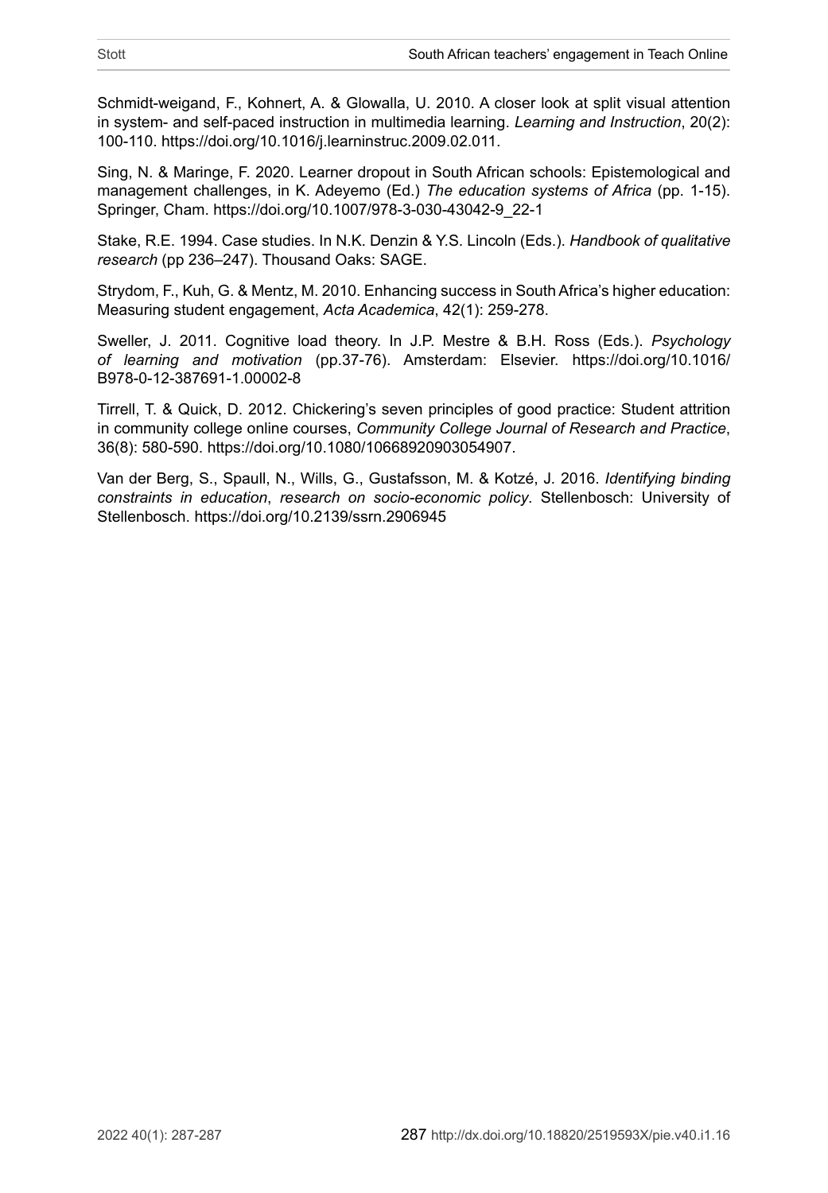Schmidt-weigand, F., Kohnert, A. & Glowalla, U. 2010. A closer look at split visual attention in system- and self-paced instruction in multimedia learning. *Learning and Instruction*, 20(2): 100-110. https://doi.org/10.1016/j.learninstruc.2009.02.011.

Sing, N. & Maringe, F. 2020. Learner dropout in South African schools: Epistemological and management challenges, in K. Adeyemo (Ed.) *The education systems of Africa* (pp. 1-15). Springer, Cham. https://doi.org/10.1007/978-3-030-43042-9_22-1

Stake, R.E. 1994. Case studies. In N.K. Denzin & Y.S. Lincoln (Eds.). *Handbook of qualitative research* (pp 236–247). Thousand Oaks: SAGE.

Strydom, F., Kuh, G. & Mentz, M. 2010. Enhancing success in South Africa's higher education: Measuring student engagement, *Acta Academica*, 42(1): 259-278.

Sweller, J. 2011. Cognitive load theory. In J.P. Mestre & B.H. Ross (Eds.). *Psychology of learning and motivation* (pp.37-76). Amsterdam: Elsevier. https://doi.org/10.1016/B978-0-12-387691-1.00002-8

Tirrell, T. & Quick, D. 2012. Chickering's seven principles of good practice: Student attrition in community college online courses, *Community College Journal of Research and Practice*, 36(8): 580-590. https://doi.org/10.1080/10668920903054907.

Van der Berg, S., Spaull, N., Wills, G., Gustafsson, M. & Kotzé, J. 2016. *Identifying binding constraints in education*, *research on socio-economic policy*. Stellenbosch: University of Stellenbosch. https://doi.org/10.2139/ssrn.2906945